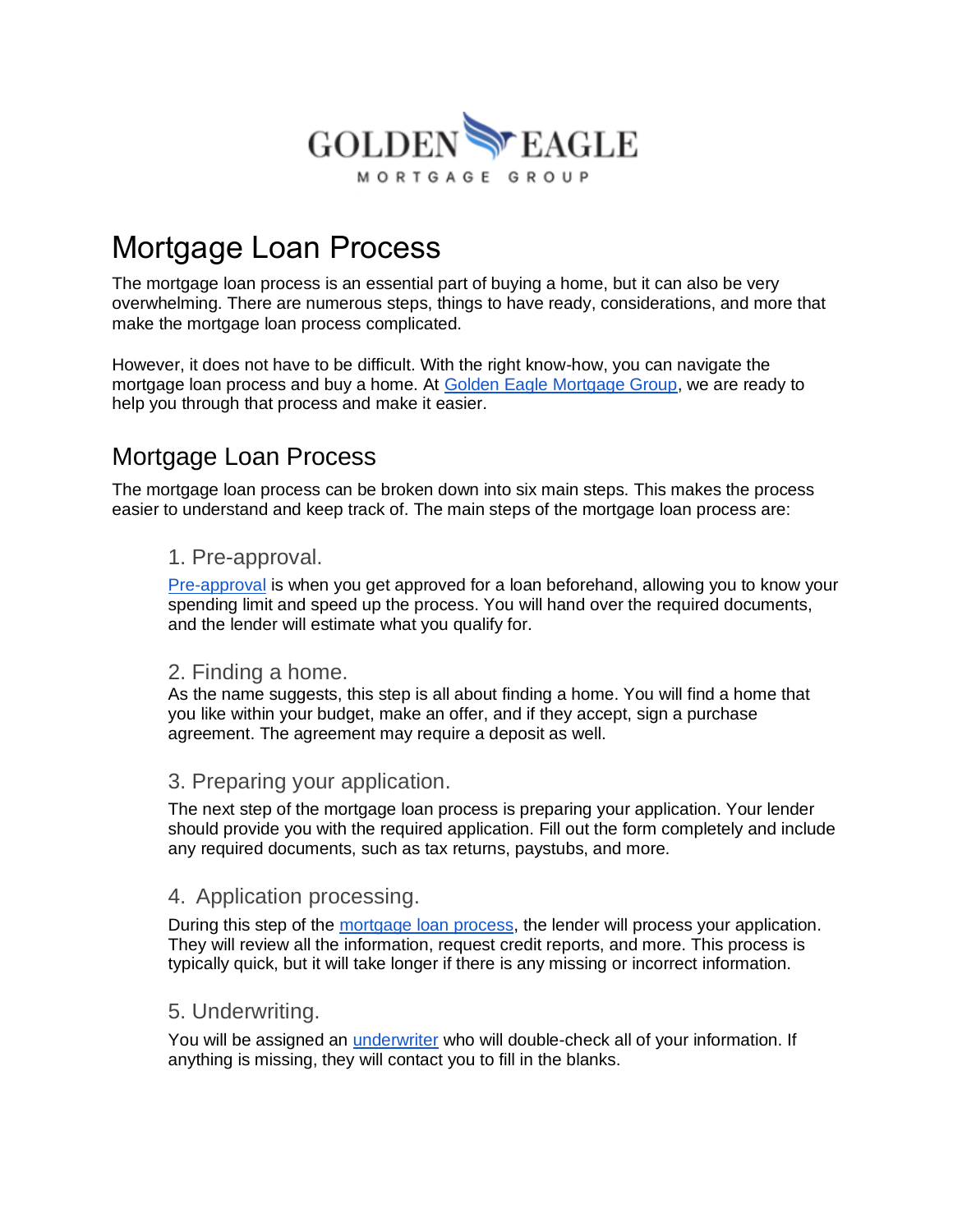GOLDEN EAGLE

MORTGAGE GROUP

# Mortgage Loan Process

The mortgage loan process is an essential part of buying a home, but it can also be very overwhelming. There are numerous steps, things to have ready, considerations, and more that make the mortgage loan process complicated.

However, it does not have to be difficult. With the right know-how, you can navigate the mortgage loan process and buy a home. At [Golden Eagle Mortgage Group](), we are ready to help you through that process and make it easier.

## Mortgage Loan Process

The mortgage loan process can be broken down into six main steps. This makes the process easier to understand and keep track of. The main steps of the mortgage loan process are:

### 1. Pre-approval.

[Pre-approval]() is when you get approved for a loan beforehand, allowing you to know your spending limit and speed up the process. You will hand over the required documents, and the lender will estimate what you qualify for.

### 2. Finding a home.

As the name suggests, this step is all about finding a home. You will find a home that you like within your budget, make an offer, and if they accept, sign a purchase agreement. The agreement may require a deposit as well.

### 3. Preparing your application.

The next step of the mortgage loan process is preparing your application. Your lender should provide you with the required application. Fill out the form completely and include any required documents, such as tax returns, paystubs, and more.

### 4. Application processing.

During this step of the [mortgage loan process](), the lender will process your application. They will review all the information, request credit reports, and more. This process is typically quick, but it will take longer if there is any missing or incorrect information.

### 5. Underwriting.

You will be assigned an [underwriter]() who will double-check all of your information. If anything is missing, they will contact you to fill in the blanks.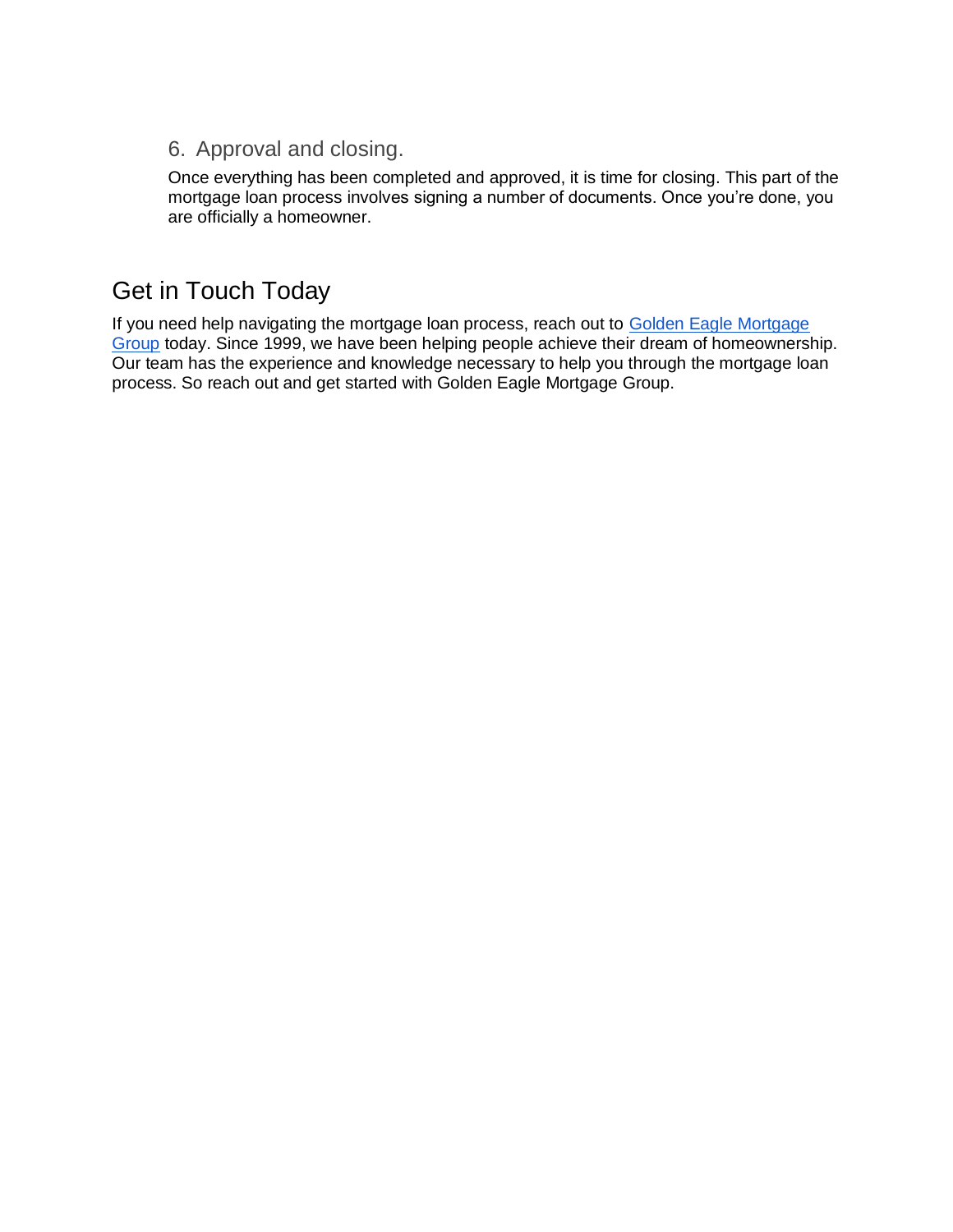### 6. Approval and closing.

Once everything has been completed and approved, it is time for closing. This part of the mortgage loan process involves signing a number of documents. Once you're done, you are officially a homeowner.

## Get in Touch Today

If you need help navigating the mortgage loan process, reach out to Golden Eagle Mortgage Group today. Since 1999, we have been helping people achieve their dream of homeownership. Our team has the experience and knowledge necessary to help you through the mortgage loan process. So reach out and get started with Golden Eagle Mortgage Group.